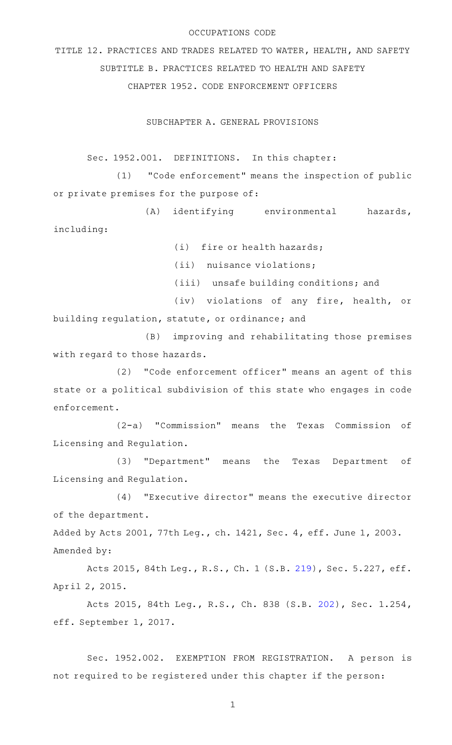OCCUPATIONS CODE

# TITLE 12. PRACTICES AND TRADES RELATED TO WATER, HEALTH, AND SAFETY

## SUBTITLE B. PRACTICES RELATED TO HEALTH AND SAFETY

## CHAPTER 1952. CODE ENFORCEMENT OFFICERS

### SUBCHAPTER A. GENERAL PROVISIONS

Sec. 1952.001. DEFINITIONS. In this chapter:

(1) "Code enforcement" means the inspection of public or private premises for the purpose of:

(A) identifying environmental hazards, including:

(i) fire or health hazards;

(ii) nuisance violations;

(iii) unsafe building conditions; and

(iv) violations of any fire, health, or building regulation, statute, or ordinance; and

(B) improving and rehabilitating those premises with regard to those hazards.

(2) "Code enforcement officer" means an agent of this state or a political subdivision of this state who engages in code enforcement.

(2-a) "Commission" means the Texas Commission of Licensing and Regulation.

(3) "Department" means the Texas Department of Licensing and Regulation.

(4) "Executive director" means the executive director of the department.

Added by Acts 2001, 77th Leg., ch. 1421, Sec. 4, eff. June 1, 2003.
Amended by:

Acts 2015, 84th Leg., R.S., Ch. 1 (S.B. 219), Sec. 5.227, eff. April 2, 2015.

Acts 2015, 84th Leg., R.S., Ch. 838 (S.B. 202), Sec. 1.254, eff. September 1, 2017.

Sec. 1952.002. EXEMPTION FROM REGISTRATION. A person is not required to be registered under this chapter if the person: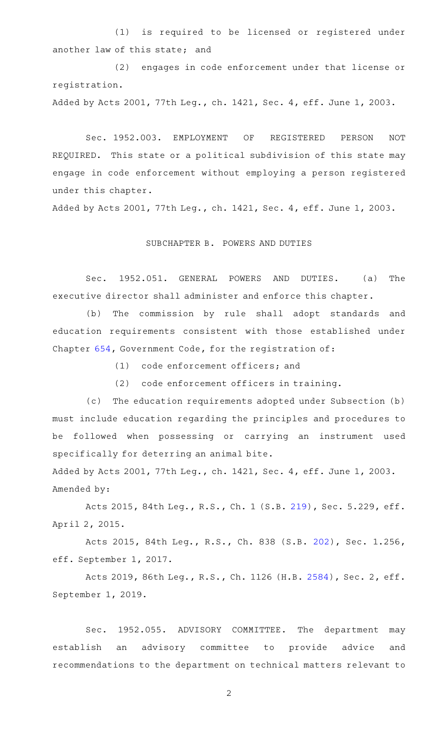(1) is required to be licensed or registered under another law of this state; and

(2) engages in code enforcement under that license or registration.

Added by Acts 2001, 77th Leg., ch. 1421, Sec. 4, eff. June 1, 2003.

Sec. 1952.003. EMPLOYMENT OF REGISTERED PERSON NOT REQUIRED. This state or a political subdivision of this state may engage in code enforcement without employing a person registered under this chapter.

Added by Acts 2001, 77th Leg., ch. 1421, Sec. 4, eff. June 1, 2003.

SUBCHAPTER B. POWERS AND DUTIES

Sec. 1952.051. GENERAL POWERS AND DUTIES. (a) The executive director shall administer and enforce this chapter.

(b) The commission by rule shall adopt standards and education requirements consistent with those established under Chapter 654, Government Code, for the registration of:

(1) code enforcement officers; and

(2) code enforcement officers in training.

(c) The education requirements adopted under Subsection (b) must include education regarding the principles and procedures to be followed when possessing or carrying an instrument used specifically for deterring an animal bite.

Added by Acts 2001, 77th Leg., ch. 1421, Sec. 4, eff. June 1, 2003.
Amended by:

Acts 2015, 84th Leg., R.S., Ch. 1 (S.B. 219), Sec. 5.229, eff. April 2, 2015.

Acts 2015, 84th Leg., R.S., Ch. 838 (S.B. 202), Sec. 1.256, eff. September 1, 2017.

Acts 2019, 86th Leg., R.S., Ch. 1126 (H.B. 2584), Sec. 2, eff. September 1, 2019.

Sec. 1952.055. ADVISORY COMMITTEE. The department may establish an advisory committee to provide advice and recommendations to the department on technical matters relevant to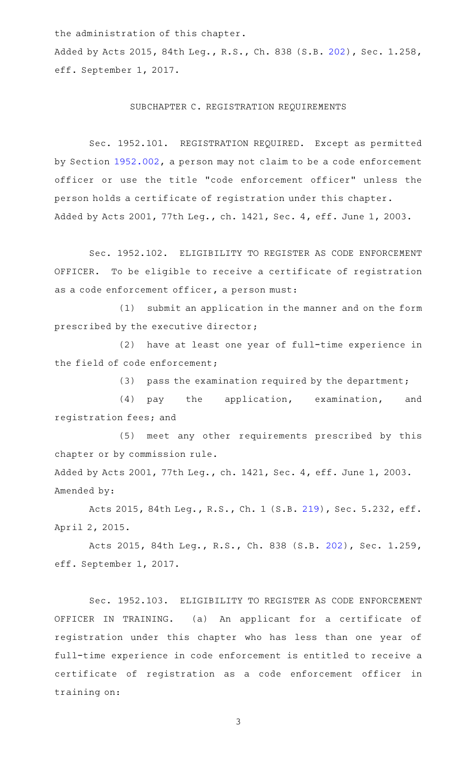the administration of this chapter.

Added by Acts 2015, 84th Leg., R.S., Ch. 838 (S.B. 202), Sec. 1.258, eff. September 1, 2017.

SUBCHAPTER C. REGISTRATION REQUIREMENTS

Sec. 1952.101. REGISTRATION REQUIRED. Except as permitted by Section 1952.002, a person may not claim to be a code enforcement officer or use the title "code enforcement officer" unless the person holds a certificate of registration under this chapter.

Added by Acts 2001, 77th Leg., ch. 1421, Sec. 4, eff. June 1, 2003.

Sec. 1952.102. ELIGIBILITY TO REGISTER AS CODE ENFORCEMENT OFFICER. To be eligible to receive a certificate of registration as a code enforcement officer, a person must:

(1) submit an application in the manner and on the form prescribed by the executive director;

(2) have at least one year of full-time experience in the field of code enforcement;

(3) pass the examination required by the department;

(4) pay the application, examination, and registration fees; and

(5) meet any other requirements prescribed by this chapter or by commission rule.

Added by Acts 2001, 77th Leg., ch. 1421, Sec. 4, eff. June 1, 2003.
Amended by:

Acts 2015, 84th Leg., R.S., Ch. 1 (S.B. 219), Sec. 5.232, eff. April 2, 2015.

Acts 2015, 84th Leg., R.S., Ch. 838 (S.B. 202), Sec. 1.259, eff. September 1, 2017.

Sec. 1952.103. ELIGIBILITY TO REGISTER AS CODE ENFORCEMENT OFFICER IN TRAINING. (a) An applicant for a certificate of registration under this chapter who has less than one year of full-time experience in code enforcement is entitled to receive a certificate of registration as a code enforcement officer in training on: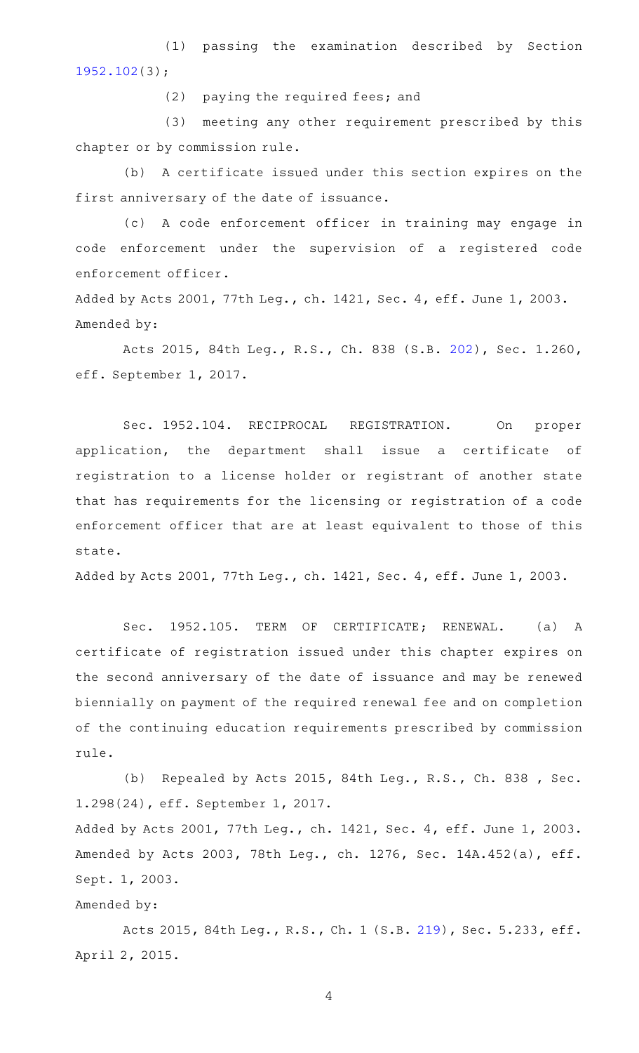(1) passing the examination described by Section 1952.102(3);

(2) paying the required fees; and

(3) meeting any other requirement prescribed by this chapter or by commission rule.

(b) A certificate issued under this section expires on the first anniversary of the date of issuance.

(c) A code enforcement officer in training may engage in code enforcement under the supervision of a registered code enforcement officer.

Added by Acts 2001, 77th Leg., ch. 1421, Sec. 4, eff. June 1, 2003.
Amended by:

Acts 2015, 84th Leg., R.S., Ch. 838 (S.B. 202), Sec. 1.260, eff. September 1, 2017.

Sec. 1952.104. RECIPROCAL REGISTRATION. On proper application, the department shall issue a certificate of registration to a license holder or registrant of another state that has requirements for the licensing or registration of a code enforcement officer that are at least equivalent to those of this state.

Added by Acts 2001, 77th Leg., ch. 1421, Sec. 4, eff. June 1, 2003.

Sec. 1952.105. TERM OF CERTIFICATE; RENEWAL. (a) A certificate of registration issued under this chapter expires on the second anniversary of the date of issuance and may be renewed biennially on payment of the required renewal fee and on completion of the continuing education requirements prescribed by commission rule.

(b) Repealed by Acts 2015, 84th Leg., R.S., Ch. 838 , Sec. 1.298(24), eff. September 1, 2017.

Added by Acts 2001, 77th Leg., ch. 1421, Sec. 4, eff. June 1, 2003.
Amended by Acts 2003, 78th Leg., ch. 1276, Sec. 14A.452(a), eff. Sept. 1, 2003.
Amended by:

Acts 2015, 84th Leg., R.S., Ch. 1 (S.B. 219), Sec. 5.233, eff. April 2, 2015.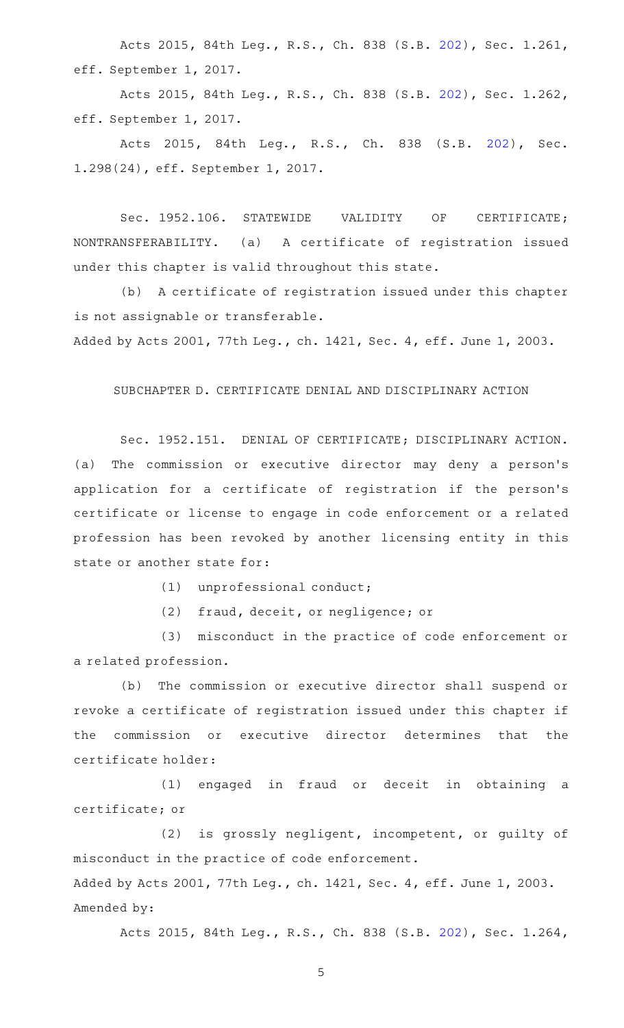Acts 2015, 84th Leg., R.S., Ch. 838 (S.B. 202), Sec. 1.261, eff. September 1, 2017.

Acts 2015, 84th Leg., R.S., Ch. 838 (S.B. 202), Sec. 1.262, eff. September 1, 2017.

Acts 2015, 84th Leg., R.S., Ch. 838 (S.B. 202), Sec. 1.298(24), eff. September 1, 2017.

Sec. 1952.106. STATEWIDE VALIDITY OF CERTIFICATE; NONTRANSFERABILITY. (a) A certificate of registration issued under this chapter is valid throughout this state.

(b) A certificate of registration issued under this chapter is not assignable or transferable.

Added by Acts 2001, 77th Leg., ch. 1421, Sec. 4, eff. June 1, 2003.

SUBCHAPTER D. CERTIFICATE DENIAL AND DISCIPLINARY ACTION

Sec. 1952.151. DENIAL OF CERTIFICATE; DISCIPLINARY ACTION. (a) The commission or executive director may deny a person's application for a certificate of registration if the person's certificate or license to engage in code enforcement or a related profession has been revoked by another licensing entity in this state or another state for:

(1) unprofessional conduct;

(2) fraud, deceit, or negligence; or

(3) misconduct in the practice of code enforcement or a related profession.

(b) The commission or executive director shall suspend or revoke a certificate of registration issued under this chapter if the commission or executive director determines that the certificate holder:

(1) engaged in fraud or deceit in obtaining a certificate; or

(2) is grossly negligent, incompetent, or guilty of misconduct in the practice of code enforcement.

Added by Acts 2001, 77th Leg., ch. 1421, Sec. 4, eff. June 1, 2003.
Amended by:

Acts 2015, 84th Leg., R.S., Ch. 838 (S.B. 202), Sec. 1.264,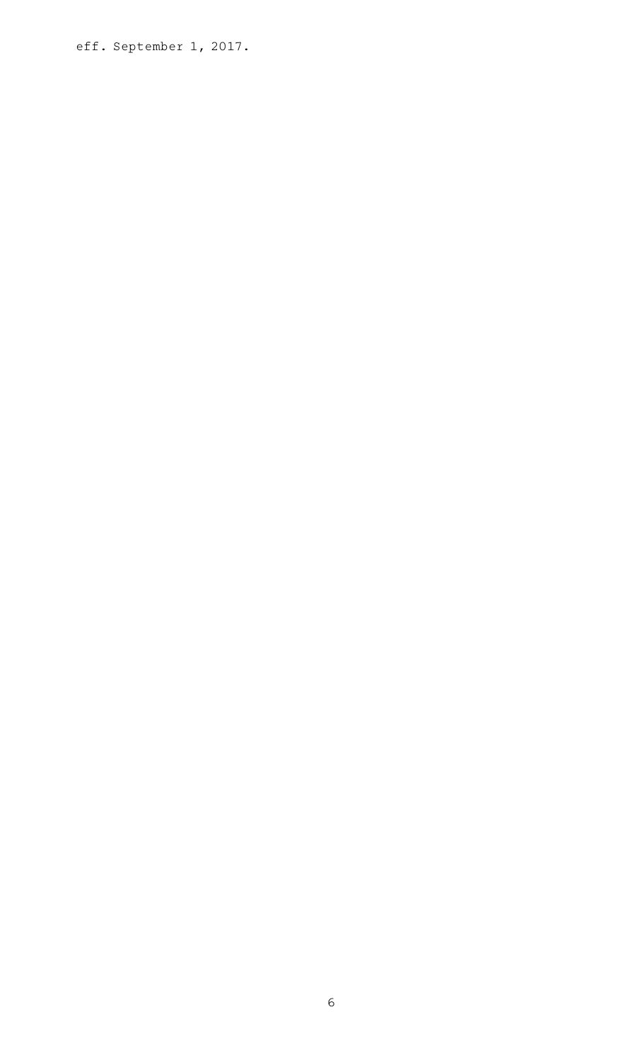eff. September 1, 2017.